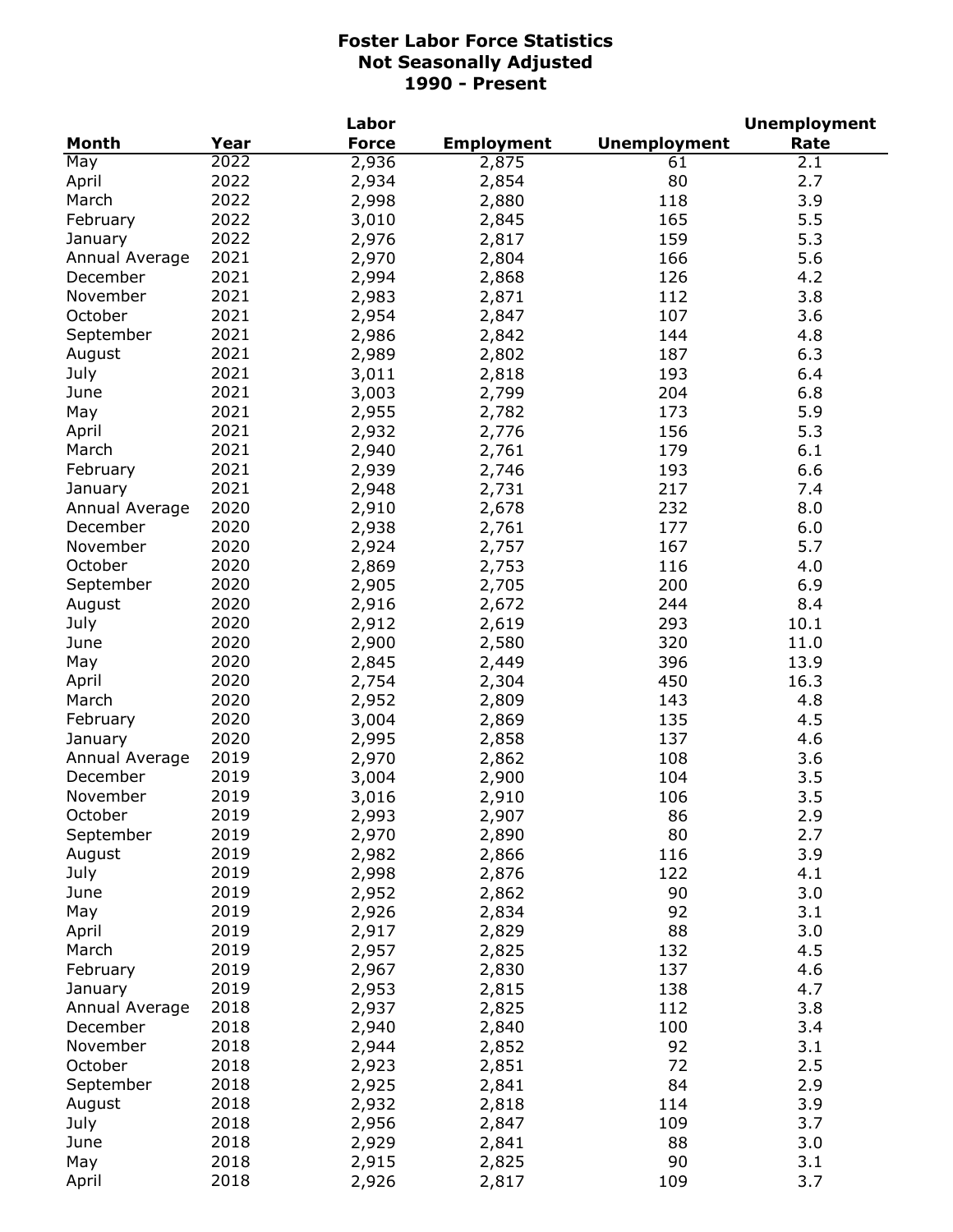# Foster Labor Force Statistics
## Not Seasonally Adjusted
## 1990 - Present

| Month | Year | Labor Force | Employment | Unemployment | Unemployment Rate |
|---|---|---|---|---|---|
| May | 2022 | 2,936 | 2,875 | 61 | 2.1 |
| April | 2022 | 2,934 | 2,854 | 80 | 2.7 |
| March | 2022 | 2,998 | 2,880 | 118 | 3.9 |
| February | 2022 | 3,010 | 2,845 | 165 | 5.5 |
| January | 2022 | 2,976 | 2,817 | 159 | 5.3 |
| Annual Average | 2021 | 2,970 | 2,804 | 166 | 5.6 |
| December | 2021 | 2,994 | 2,868 | 126 | 4.2 |
| November | 2021 | 2,983 | 2,871 | 112 | 3.8 |
| October | 2021 | 2,954 | 2,847 | 107 | 3.6 |
| September | 2021 | 2,986 | 2,842 | 144 | 4.8 |
| August | 2021 | 2,989 | 2,802 | 187 | 6.3 |
| July | 2021 | 3,011 | 2,818 | 193 | 6.4 |
| June | 2021 | 3,003 | 2,799 | 204 | 6.8 |
| May | 2021 | 2,955 | 2,782 | 173 | 5.9 |
| April | 2021 | 2,932 | 2,776 | 156 | 5.3 |
| March | 2021 | 2,940 | 2,761 | 179 | 6.1 |
| February | 2021 | 2,939 | 2,746 | 193 | 6.6 |
| January | 2021 | 2,948 | 2,731 | 217 | 7.4 |
| Annual Average | 2020 | 2,910 | 2,678 | 232 | 8.0 |
| December | 2020 | 2,938 | 2,761 | 177 | 6.0 |
| November | 2020 | 2,924 | 2,757 | 167 | 5.7 |
| October | 2020 | 2,869 | 2,753 | 116 | 4.0 |
| September | 2020 | 2,905 | 2,705 | 200 | 6.9 |
| August | 2020 | 2,916 | 2,672 | 244 | 8.4 |
| July | 2020 | 2,912 | 2,619 | 293 | 10.1 |
| June | 2020 | 2,900 | 2,580 | 320 | 11.0 |
| May | 2020 | 2,845 | 2,449 | 396 | 13.9 |
| April | 2020 | 2,754 | 2,304 | 450 | 16.3 |
| March | 2020 | 2,952 | 2,809 | 143 | 4.8 |
| February | 2020 | 3,004 | 2,869 | 135 | 4.5 |
| January | 2020 | 2,995 | 2,858 | 137 | 4.6 |
| Annual Average | 2019 | 2,970 | 2,862 | 108 | 3.6 |
| December | 2019 | 3,004 | 2,900 | 104 | 3.5 |
| November | 2019 | 3,016 | 2,910 | 106 | 3.5 |
| October | 2019 | 2,993 | 2,907 | 86 | 2.9 |
| September | 2019 | 2,970 | 2,890 | 80 | 2.7 |
| August | 2019 | 2,982 | 2,866 | 116 | 3.9 |
| July | 2019 | 2,998 | 2,876 | 122 | 4.1 |
| June | 2019 | 2,952 | 2,862 | 90 | 3.0 |
| May | 2019 | 2,926 | 2,834 | 92 | 3.1 |
| April | 2019 | 2,917 | 2,829 | 88 | 3.0 |
| March | 2019 | 2,957 | 2,825 | 132 | 4.5 |
| February | 2019 | 2,967 | 2,830 | 137 | 4.6 |
| January | 2019 | 2,953 | 2,815 | 138 | 4.7 |
| Annual Average | 2018 | 2,937 | 2,825 | 112 | 3.8 |
| December | 2018 | 2,940 | 2,840 | 100 | 3.4 |
| November | 2018 | 2,944 | 2,852 | 92 | 3.1 |
| October | 2018 | 2,923 | 2,851 | 72 | 2.5 |
| September | 2018 | 2,925 | 2,841 | 84 | 2.9 |
| August | 2018 | 2,932 | 2,818 | 114 | 3.9 |
| July | 2018 | 2,956 | 2,847 | 109 | 3.7 |
| June | 2018 | 2,929 | 2,841 | 88 | 3.0 |
| May | 2018 | 2,915 | 2,825 | 90 | 3.1 |
| April | 2018 | 2,926 | 2,817 | 109 | 3.7 |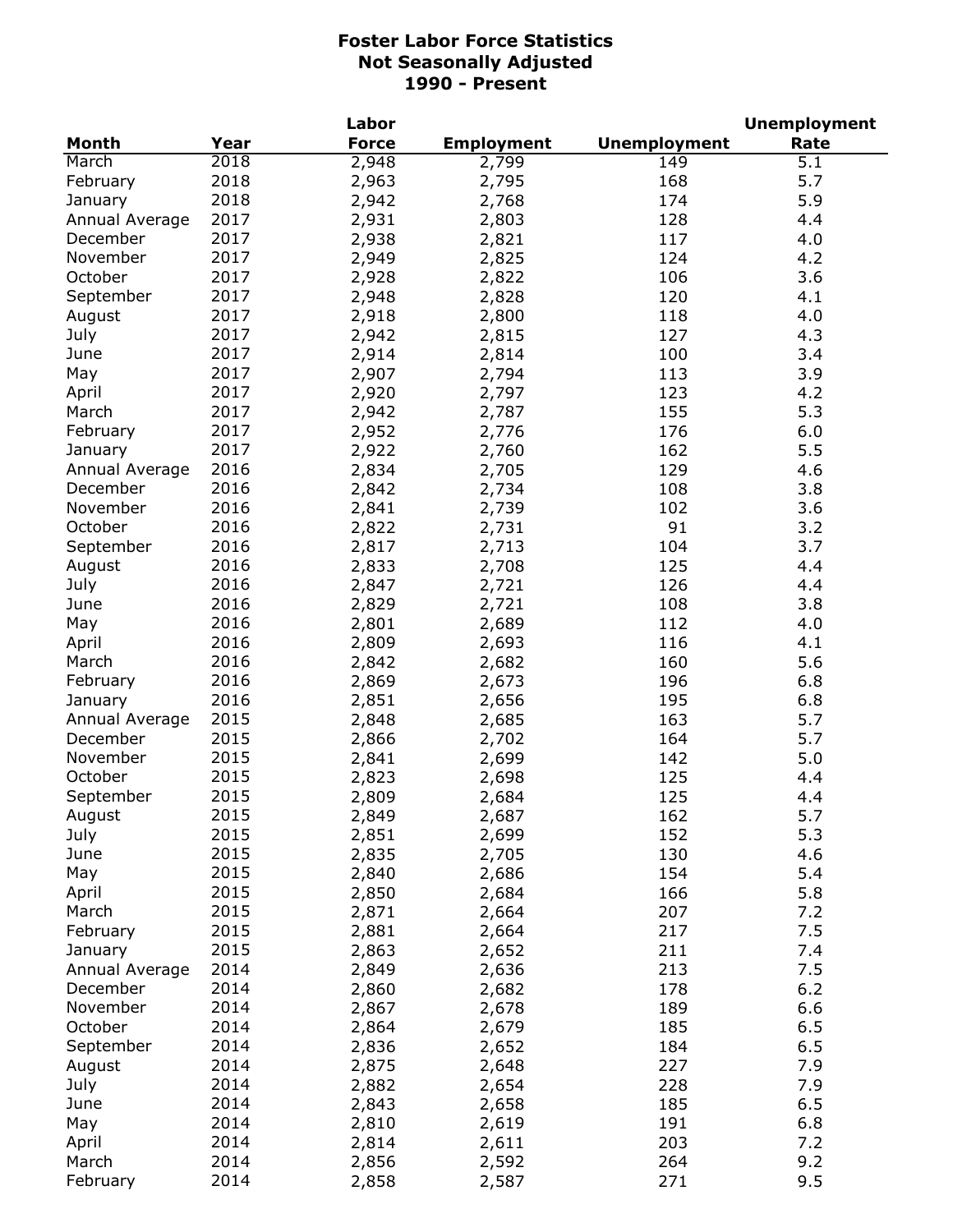# Foster Labor Force Statistics
## Not Seasonally Adjusted
## 1990 - Present

| Month | Year | Labor Force | Employment | Unemployment | Unemployment Rate |
|---|---|---|---|---|---|
| March | 2018 | 2,948 | 2,799 | 149 | 5.1 |
| February | 2018 | 2,963 | 2,795 | 168 | 5.7 |
| January | 2018 | 2,942 | 2,768 | 174 | 5.9 |
| Annual Average | 2017 | 2,931 | 2,803 | 128 | 4.4 |
| December | 2017 | 2,938 | 2,821 | 117 | 4.0 |
| November | 2017 | 2,949 | 2,825 | 124 | 4.2 |
| October | 2017 | 2,928 | 2,822 | 106 | 3.6 |
| September | 2017 | 2,948 | 2,828 | 120 | 4.1 |
| August | 2017 | 2,918 | 2,800 | 118 | 4.0 |
| July | 2017 | 2,942 | 2,815 | 127 | 4.3 |
| June | 2017 | 2,914 | 2,814 | 100 | 3.4 |
| May | 2017 | 2,907 | 2,794 | 113 | 3.9 |
| April | 2017 | 2,920 | 2,797 | 123 | 4.2 |
| March | 2017 | 2,942 | 2,787 | 155 | 5.3 |
| February | 2017 | 2,952 | 2,776 | 176 | 6.0 |
| January | 2017 | 2,922 | 2,760 | 162 | 5.5 |
| Annual Average | 2016 | 2,834 | 2,705 | 129 | 4.6 |
| December | 2016 | 2,842 | 2,734 | 108 | 3.8 |
| November | 2016 | 2,841 | 2,739 | 102 | 3.6 |
| October | 2016 | 2,822 | 2,731 | 91 | 3.2 |
| September | 2016 | 2,817 | 2,713 | 104 | 3.7 |
| August | 2016 | 2,833 | 2,708 | 125 | 4.4 |
| July | 2016 | 2,847 | 2,721 | 126 | 4.4 |
| June | 2016 | 2,829 | 2,721 | 108 | 3.8 |
| May | 2016 | 2,801 | 2,689 | 112 | 4.0 |
| April | 2016 | 2,809 | 2,693 | 116 | 4.1 |
| March | 2016 | 2,842 | 2,682 | 160 | 5.6 |
| February | 2016 | 2,869 | 2,673 | 196 | 6.8 |
| January | 2016 | 2,851 | 2,656 | 195 | 6.8 |
| Annual Average | 2015 | 2,848 | 2,685 | 163 | 5.7 |
| December | 2015 | 2,866 | 2,702 | 164 | 5.7 |
| November | 2015 | 2,841 | 2,699 | 142 | 5.0 |
| October | 2015 | 2,823 | 2,698 | 125 | 4.4 |
| September | 2015 | 2,809 | 2,684 | 125 | 4.4 |
| August | 2015 | 2,849 | 2,687 | 162 | 5.7 |
| July | 2015 | 2,851 | 2,699 | 152 | 5.3 |
| June | 2015 | 2,835 | 2,705 | 130 | 4.6 |
| May | 2015 | 2,840 | 2,686 | 154 | 5.4 |
| April | 2015 | 2,850 | 2,684 | 166 | 5.8 |
| March | 2015 | 2,871 | 2,664 | 207 | 7.2 |
| February | 2015 | 2,881 | 2,664 | 217 | 7.5 |
| January | 2015 | 2,863 | 2,652 | 211 | 7.4 |
| Annual Average | 2014 | 2,849 | 2,636 | 213 | 7.5 |
| December | 2014 | 2,860 | 2,682 | 178 | 6.2 |
| November | 2014 | 2,867 | 2,678 | 189 | 6.6 |
| October | 2014 | 2,864 | 2,679 | 185 | 6.5 |
| September | 2014 | 2,836 | 2,652 | 184 | 6.5 |
| August | 2014 | 2,875 | 2,648 | 227 | 7.9 |
| July | 2014 | 2,882 | 2,654 | 228 | 7.9 |
| June | 2014 | 2,843 | 2,658 | 185 | 6.5 |
| May | 2014 | 2,810 | 2,619 | 191 | 6.8 |
| April | 2014 | 2,814 | 2,611 | 203 | 7.2 |
| March | 2014 | 2,856 | 2,592 | 264 | 9.2 |
| February | 2014 | 2,858 | 2,587 | 271 | 9.5 |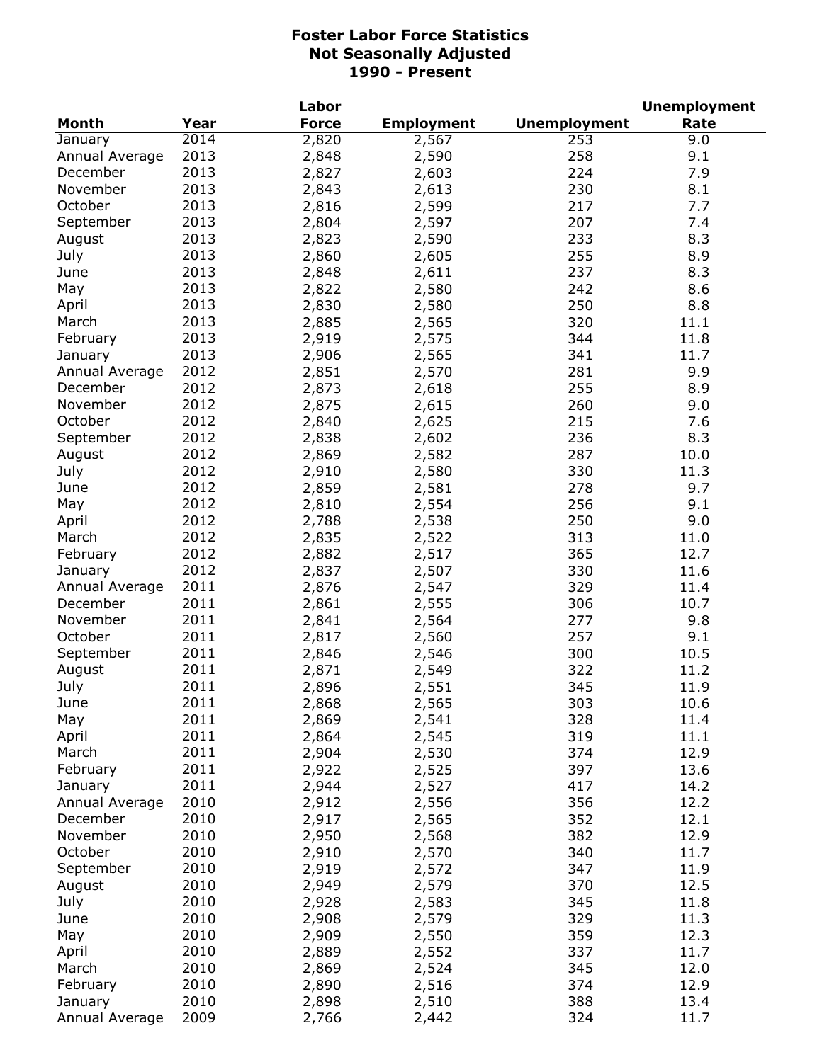# Foster Labor Force Statistics
## Not Seasonally Adjusted
## 1990 - Present

| Month | Year | Labor Force | Employment | Unemployment | Unemployment Rate |
|---|---|---|---|---|---|
| January | 2014 | 2,820 | 2,567 | 253 | 9.0 |
| Annual Average | 2013 | 2,848 | 2,590 | 258 | 9.1 |
| December | 2013 | 2,827 | 2,603 | 224 | 7.9 |
| November | 2013 | 2,843 | 2,613 | 230 | 8.1 |
| October | 2013 | 2,816 | 2,599 | 217 | 7.7 |
| September | 2013 | 2,804 | 2,597 | 207 | 7.4 |
| August | 2013 | 2,823 | 2,590 | 233 | 8.3 |
| July | 2013 | 2,860 | 2,605 | 255 | 8.9 |
| June | 2013 | 2,848 | 2,611 | 237 | 8.3 |
| May | 2013 | 2,822 | 2,580 | 242 | 8.6 |
| April | 2013 | 2,830 | 2,580 | 250 | 8.8 |
| March | 2013 | 2,885 | 2,565 | 320 | 11.1 |
| February | 2013 | 2,919 | 2,575 | 344 | 11.8 |
| January | 2013 | 2,906 | 2,565 | 341 | 11.7 |
| Annual Average | 2012 | 2,851 | 2,570 | 281 | 9.9 |
| December | 2012 | 2,873 | 2,618 | 255 | 8.9 |
| November | 2012 | 2,875 | 2,615 | 260 | 9.0 |
| October | 2012 | 2,840 | 2,625 | 215 | 7.6 |
| September | 2012 | 2,838 | 2,602 | 236 | 8.3 |
| August | 2012 | 2,869 | 2,582 | 287 | 10.0 |
| July | 2012 | 2,910 | 2,580 | 330 | 11.3 |
| June | 2012 | 2,859 | 2,581 | 278 | 9.7 |
| May | 2012 | 2,810 | 2,554 | 256 | 9.1 |
| April | 2012 | 2,788 | 2,538 | 250 | 9.0 |
| March | 2012 | 2,835 | 2,522 | 313 | 11.0 |
| February | 2012 | 2,882 | 2,517 | 365 | 12.7 |
| January | 2012 | 2,837 | 2,507 | 330 | 11.6 |
| Annual Average | 2011 | 2,876 | 2,547 | 329 | 11.4 |
| December | 2011 | 2,861 | 2,555 | 306 | 10.7 |
| November | 2011 | 2,841 | 2,564 | 277 | 9.8 |
| October | 2011 | 2,817 | 2,560 | 257 | 9.1 |
| September | 2011 | 2,846 | 2,546 | 300 | 10.5 |
| August | 2011 | 2,871 | 2,549 | 322 | 11.2 |
| July | 2011 | 2,896 | 2,551 | 345 | 11.9 |
| June | 2011 | 2,868 | 2,565 | 303 | 10.6 |
| May | 2011 | 2,869 | 2,541 | 328 | 11.4 |
| April | 2011 | 2,864 | 2,545 | 319 | 11.1 |
| March | 2011 | 2,904 | 2,530 | 374 | 12.9 |
| February | 2011 | 2,922 | 2,525 | 397 | 13.6 |
| January | 2011 | 2,944 | 2,527 | 417 | 14.2 |
| Annual Average | 2010 | 2,912 | 2,556 | 356 | 12.2 |
| December | 2010 | 2,917 | 2,565 | 352 | 12.1 |
| November | 2010 | 2,950 | 2,568 | 382 | 12.9 |
| October | 2010 | 2,910 | 2,570 | 340 | 11.7 |
| September | 2010 | 2,919 | 2,572 | 347 | 11.9 |
| August | 2010 | 2,949 | 2,579 | 370 | 12.5 |
| July | 2010 | 2,928 | 2,583 | 345 | 11.8 |
| June | 2010 | 2,908 | 2,579 | 329 | 11.3 |
| May | 2010 | 2,909 | 2,550 | 359 | 12.3 |
| April | 2010 | 2,889 | 2,552 | 337 | 11.7 |
| March | 2010 | 2,869 | 2,524 | 345 | 12.0 |
| February | 2010 | 2,890 | 2,516 | 374 | 12.9 |
| January | 2010 | 2,898 | 2,510 | 388 | 13.4 |
| Annual Average | 2009 | 2,766 | 2,442 | 324 | 11.7 |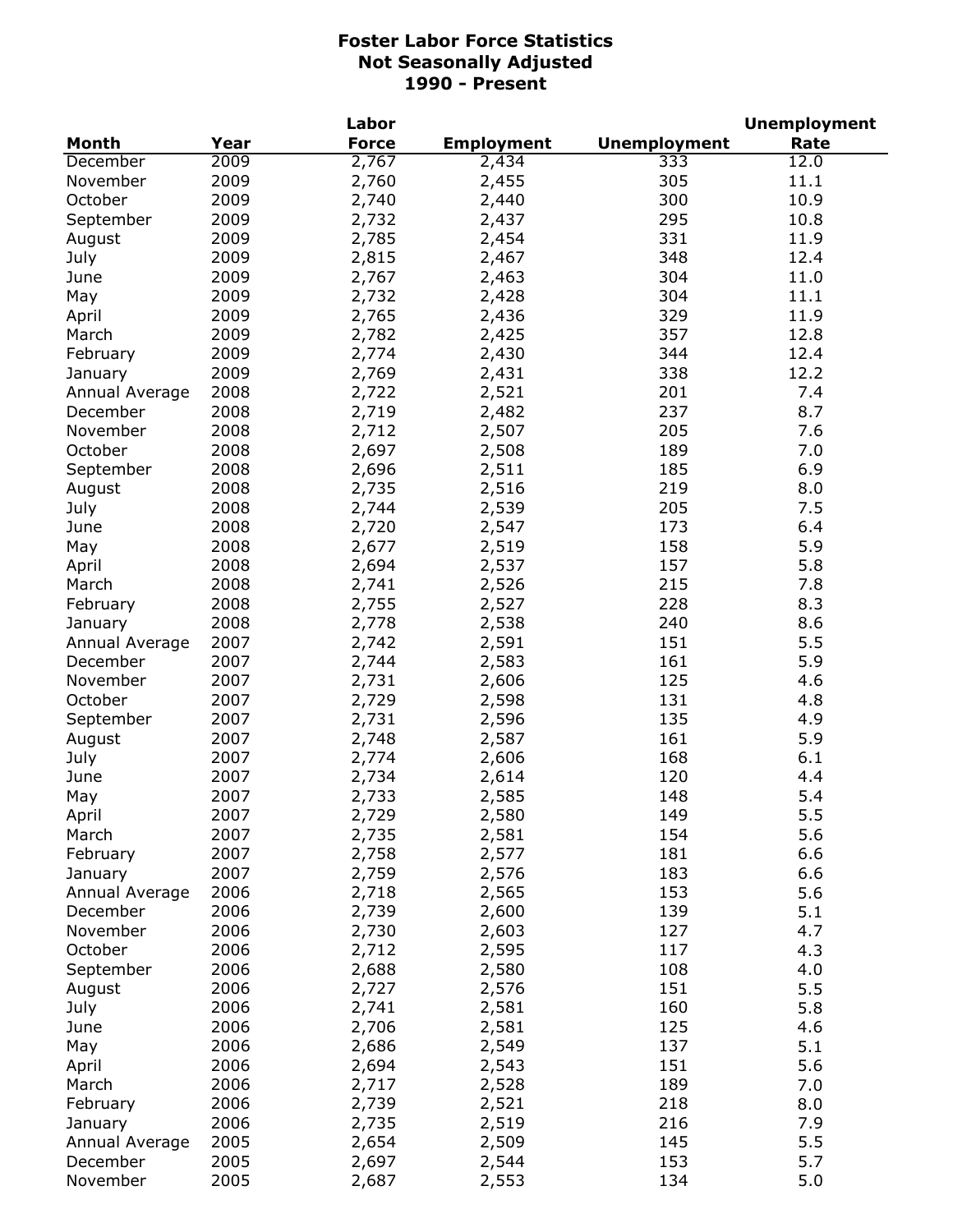# Foster Labor Force Statistics
## Not Seasonally Adjusted
## 1990 - Present

| Month | Year | Labor Force | Employment | Unemployment | Unemployment Rate |
|---|---|---|---|---|---|
| December | 2009 | 2,767 | 2,434 | 333 | 12.0 |
| November | 2009 | 2,760 | 2,455 | 305 | 11.1 |
| October | 2009 | 2,740 | 2,440 | 300 | 10.9 |
| September | 2009 | 2,732 | 2,437 | 295 | 10.8 |
| August | 2009 | 2,785 | 2,454 | 331 | 11.9 |
| July | 2009 | 2,815 | 2,467 | 348 | 12.4 |
| June | 2009 | 2,767 | 2,463 | 304 | 11.0 |
| May | 2009 | 2,732 | 2,428 | 304 | 11.1 |
| April | 2009 | 2,765 | 2,436 | 329 | 11.9 |
| March | 2009 | 2,782 | 2,425 | 357 | 12.8 |
| February | 2009 | 2,774 | 2,430 | 344 | 12.4 |
| January | 2009 | 2,769 | 2,431 | 338 | 12.2 |
| Annual Average | 2008 | 2,722 | 2,521 | 201 | 7.4 |
| December | 2008 | 2,719 | 2,482 | 237 | 8.7 |
| November | 2008 | 2,712 | 2,507 | 205 | 7.6 |
| October | 2008 | 2,697 | 2,508 | 189 | 7.0 |
| September | 2008 | 2,696 | 2,511 | 185 | 6.9 |
| August | 2008 | 2,735 | 2,516 | 219 | 8.0 |
| July | 2008 | 2,744 | 2,539 | 205 | 7.5 |
| June | 2008 | 2,720 | 2,547 | 173 | 6.4 |
| May | 2008 | 2,677 | 2,519 | 158 | 5.9 |
| April | 2008 | 2,694 | 2,537 | 157 | 5.8 |
| March | 2008 | 2,741 | 2,526 | 215 | 7.8 |
| February | 2008 | 2,755 | 2,527 | 228 | 8.3 |
| January | 2008 | 2,778 | 2,538 | 240 | 8.6 |
| Annual Average | 2007 | 2,742 | 2,591 | 151 | 5.5 |
| December | 2007 | 2,744 | 2,583 | 161 | 5.9 |
| November | 2007 | 2,731 | 2,606 | 125 | 4.6 |
| October | 2007 | 2,729 | 2,598 | 131 | 4.8 |
| September | 2007 | 2,731 | 2,596 | 135 | 4.9 |
| August | 2007 | 2,748 | 2,587 | 161 | 5.9 |
| July | 2007 | 2,774 | 2,606 | 168 | 6.1 |
| June | 2007 | 2,734 | 2,614 | 120 | 4.4 |
| May | 2007 | 2,733 | 2,585 | 148 | 5.4 |
| April | 2007 | 2,729 | 2,580 | 149 | 5.5 |
| March | 2007 | 2,735 | 2,581 | 154 | 5.6 |
| February | 2007 | 2,758 | 2,577 | 181 | 6.6 |
| January | 2007 | 2,759 | 2,576 | 183 | 6.6 |
| Annual Average | 2006 | 2,718 | 2,565 | 153 | 5.6 |
| December | 2006 | 2,739 | 2,600 | 139 | 5.1 |
| November | 2006 | 2,730 | 2,603 | 127 | 4.7 |
| October | 2006 | 2,712 | 2,595 | 117 | 4.3 |
| September | 2006 | 2,688 | 2,580 | 108 | 4.0 |
| August | 2006 | 2,727 | 2,576 | 151 | 5.5 |
| July | 2006 | 2,741 | 2,581 | 160 | 5.8 |
| June | 2006 | 2,706 | 2,581 | 125 | 4.6 |
| May | 2006 | 2,686 | 2,549 | 137 | 5.1 |
| April | 2006 | 2,694 | 2,543 | 151 | 5.6 |
| March | 2006 | 2,717 | 2,528 | 189 | 7.0 |
| February | 2006 | 2,739 | 2,521 | 218 | 8.0 |
| January | 2006 | 2,735 | 2,519 | 216 | 7.9 |
| Annual Average | 2005 | 2,654 | 2,509 | 145 | 5.5 |
| December | 2005 | 2,697 | 2,544 | 153 | 5.7 |
| November | 2005 | 2,687 | 2,553 | 134 | 5.0 |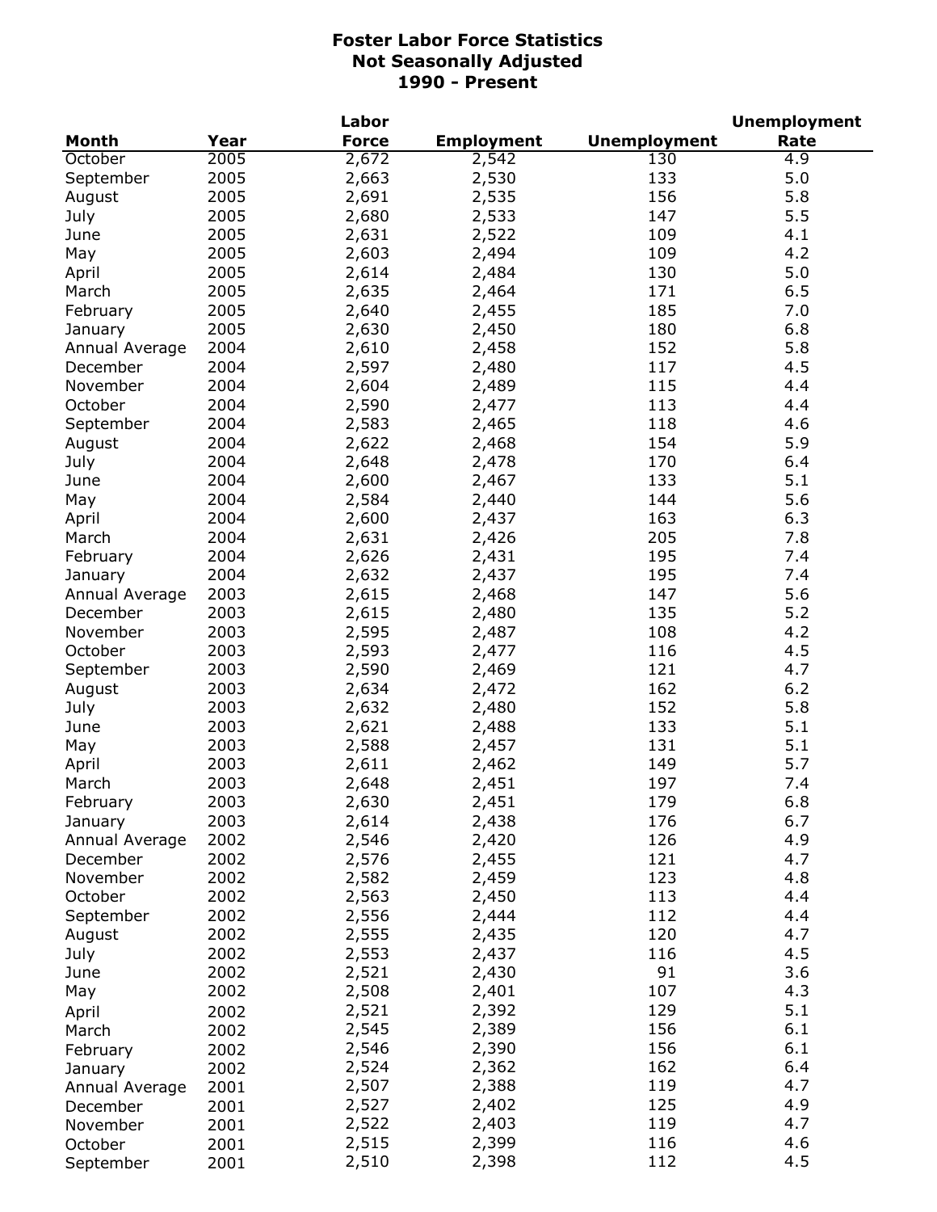# Foster Labor Force Statistics
## Not Seasonally Adjusted
## 1990 - Present

| Month | Year | Labor Force | Employment | Unemployment | Unemployment Rate |
|---|---|---|---|---|---|
| October | 2005 | 2,672 | 2,542 | 130 | 4.9 |
| September | 2005 | 2,663 | 2,530 | 133 | 5.0 |
| August | 2005 | 2,691 | 2,535 | 156 | 5.8 |
| July | 2005 | 2,680 | 2,533 | 147 | 5.5 |
| June | 2005 | 2,631 | 2,522 | 109 | 4.1 |
| May | 2005 | 2,603 | 2,494 | 109 | 4.2 |
| April | 2005 | 2,614 | 2,484 | 130 | 5.0 |
| March | 2005 | 2,635 | 2,464 | 171 | 6.5 |
| February | 2005 | 2,640 | 2,455 | 185 | 7.0 |
| January | 2005 | 2,630 | 2,450 | 180 | 6.8 |
| Annual Average | 2004 | 2,610 | 2,458 | 152 | 5.8 |
| December | 2004 | 2,597 | 2,480 | 117 | 4.5 |
| November | 2004 | 2,604 | 2,489 | 115 | 4.4 |
| October | 2004 | 2,590 | 2,477 | 113 | 4.4 |
| September | 2004 | 2,583 | 2,465 | 118 | 4.6 |
| August | 2004 | 2,622 | 2,468 | 154 | 5.9 |
| July | 2004 | 2,648 | 2,478 | 170 | 6.4 |
| June | 2004 | 2,600 | 2,467 | 133 | 5.1 |
| May | 2004 | 2,584 | 2,440 | 144 | 5.6 |
| April | 2004 | 2,600 | 2,437 | 163 | 6.3 |
| March | 2004 | 2,631 | 2,426 | 205 | 7.8 |
| February | 2004 | 2,626 | 2,431 | 195 | 7.4 |
| January | 2004 | 2,632 | 2,437 | 195 | 7.4 |
| Annual Average | 2003 | 2,615 | 2,468 | 147 | 5.6 |
| December | 2003 | 2,615 | 2,480 | 135 | 5.2 |
| November | 2003 | 2,595 | 2,487 | 108 | 4.2 |
| October | 2003 | 2,593 | 2,477 | 116 | 4.5 |
| September | 2003 | 2,590 | 2,469 | 121 | 4.7 |
| August | 2003 | 2,634 | 2,472 | 162 | 6.2 |
| July | 2003 | 2,632 | 2,480 | 152 | 5.8 |
| June | 2003 | 2,621 | 2,488 | 133 | 5.1 |
| May | 2003 | 2,588 | 2,457 | 131 | 5.1 |
| April | 2003 | 2,611 | 2,462 | 149 | 5.7 |
| March | 2003 | 2,648 | 2,451 | 197 | 7.4 |
| February | 2003 | 2,630 | 2,451 | 179 | 6.8 |
| January | 2003 | 2,614 | 2,438 | 176 | 6.7 |
| Annual Average | 2002 | 2,546 | 2,420 | 126 | 4.9 |
| December | 2002 | 2,576 | 2,455 | 121 | 4.7 |
| November | 2002 | 2,582 | 2,459 | 123 | 4.8 |
| October | 2002 | 2,563 | 2,450 | 113 | 4.4 |
| September | 2002 | 2,556 | 2,444 | 112 | 4.4 |
| August | 2002 | 2,555 | 2,435 | 120 | 4.7 |
| July | 2002 | 2,553 | 2,437 | 116 | 4.5 |
| June | 2002 | 2,521 | 2,430 | 91 | 3.6 |
| May | 2002 | 2,508 | 2,401 | 107 | 4.3 |
| April | 2002 | 2,521 | 2,392 | 129 | 5.1 |
| March | 2002 | 2,545 | 2,389 | 156 | 6.1 |
| February | 2002 | 2,546 | 2,390 | 156 | 6.1 |
| January | 2002 | 2,524 | 2,362 | 162 | 6.4 |
| Annual Average | 2001 | 2,507 | 2,388 | 119 | 4.7 |
| December | 2001 | 2,527 | 2,402 | 125 | 4.9 |
| November | 2001 | 2,522 | 2,403 | 119 | 4.7 |
| October | 2001 | 2,515 | 2,399 | 116 | 4.6 |
| September | 2001 | 2,510 | 2,398 | 112 | 4.5 |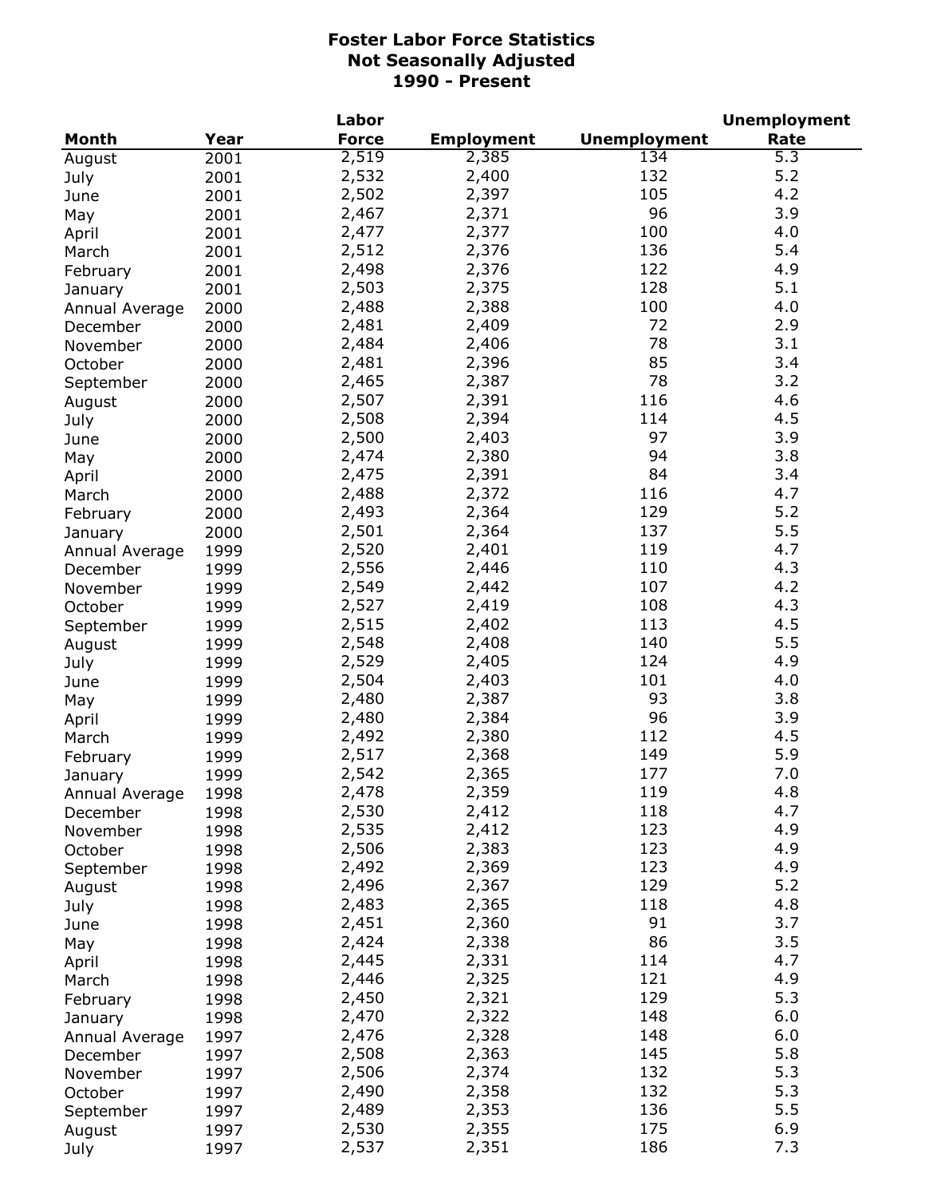# Foster Labor Force Statistics
## Not Seasonally Adjusted
## 1990 - Present

| Month | Year | Labor Force | Employment | Unemployment | Unemployment Rate |
|---|---|---|---|---|---|
| August | 2001 | 2,519 | 2,385 | 134 | 5.3 |
| July | 2001 | 2,532 | 2,400 | 132 | 5.2 |
| June | 2001 | 2,502 | 2,397 | 105 | 4.2 |
| May | 2001 | 2,467 | 2,371 | 96 | 3.9 |
| April | 2001 | 2,477 | 2,377 | 100 | 4.0 |
| March | 2001 | 2,512 | 2,376 | 136 | 5.4 |
| February | 2001 | 2,498 | 2,376 | 122 | 4.9 |
| January | 2001 | 2,503 | 2,375 | 128 | 5.1 |
| Annual Average | 2000 | 2,488 | 2,388 | 100 | 4.0 |
| December | 2000 | 2,481 | 2,409 | 72 | 2.9 |
| November | 2000 | 2,484 | 2,406 | 78 | 3.1 |
| October | 2000 | 2,481 | 2,396 | 85 | 3.4 |
| September | 2000 | 2,465 | 2,387 | 78 | 3.2 |
| August | 2000 | 2,507 | 2,391 | 116 | 4.6 |
| July | 2000 | 2,508 | 2,394 | 114 | 4.5 |
| June | 2000 | 2,500 | 2,403 | 97 | 3.9 |
| May | 2000 | 2,474 | 2,380 | 94 | 3.8 |
| April | 2000 | 2,475 | 2,391 | 84 | 3.4 |
| March | 2000 | 2,488 | 2,372 | 116 | 4.7 |
| February | 2000 | 2,493 | 2,364 | 129 | 5.2 |
| January | 2000 | 2,501 | 2,364 | 137 | 5.5 |
| Annual Average | 1999 | 2,520 | 2,401 | 119 | 4.7 |
| December | 1999 | 2,556 | 2,446 | 110 | 4.3 |
| November | 1999 | 2,549 | 2,442 | 107 | 4.2 |
| October | 1999 | 2,527 | 2,419 | 108 | 4.3 |
| September | 1999 | 2,515 | 2,402 | 113 | 4.5 |
| August | 1999 | 2,548 | 2,408 | 140 | 5.5 |
| July | 1999 | 2,529 | 2,405 | 124 | 4.9 |
| June | 1999 | 2,504 | 2,403 | 101 | 4.0 |
| May | 1999 | 2,480 | 2,387 | 93 | 3.8 |
| April | 1999 | 2,480 | 2,384 | 96 | 3.9 |
| March | 1999 | 2,492 | 2,380 | 112 | 4.5 |
| February | 1999 | 2,517 | 2,368 | 149 | 5.9 |
| January | 1999 | 2,542 | 2,365 | 177 | 7.0 |
| Annual Average | 1998 | 2,478 | 2,359 | 119 | 4.8 |
| December | 1998 | 2,530 | 2,412 | 118 | 4.7 |
| November | 1998 | 2,535 | 2,412 | 123 | 4.9 |
| October | 1998 | 2,506 | 2,383 | 123 | 4.9 |
| September | 1998 | 2,492 | 2,369 | 123 | 4.9 |
| August | 1998 | 2,496 | 2,367 | 129 | 5.2 |
| July | 1998 | 2,483 | 2,365 | 118 | 4.8 |
| June | 1998 | 2,451 | 2,360 | 91 | 3.7 |
| May | 1998 | 2,424 | 2,338 | 86 | 3.5 |
| April | 1998 | 2,445 | 2,331 | 114 | 4.7 |
| March | 1998 | 2,446 | 2,325 | 121 | 4.9 |
| February | 1998 | 2,450 | 2,321 | 129 | 5.3 |
| January | 1998 | 2,470 | 2,322 | 148 | 6.0 |
| Annual Average | 1997 | 2,476 | 2,328 | 148 | 6.0 |
| December | 1997 | 2,508 | 2,363 | 145 | 5.8 |
| November | 1997 | 2,506 | 2,374 | 132 | 5.3 |
| October | 1997 | 2,490 | 2,358 | 132 | 5.3 |
| September | 1997 | 2,489 | 2,353 | 136 | 5.5 |
| August | 1997 | 2,530 | 2,355 | 175 | 6.9 |
| July | 1997 | 2,537 | 2,351 | 186 | 7.3 |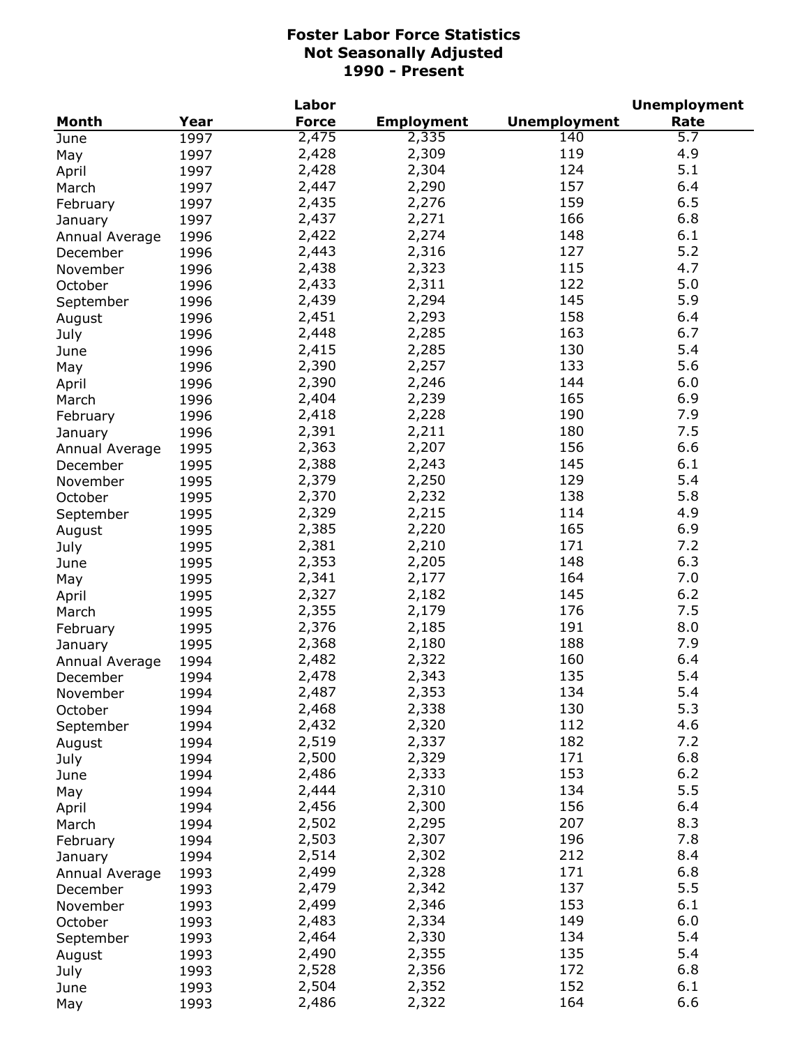# Foster Labor Force Statistics
## Not Seasonally Adjusted
## 1990 - Present

| Month | Year | Labor Force | Employment | Unemployment | Unemployment Rate |
|---|---|---|---|---|---|
| June | 1997 | 2,475 | 2,335 | 140 | 5.7 |
| May | 1997 | 2,428 | 2,309 | 119 | 4.9 |
| April | 1997 | 2,428 | 2,304 | 124 | 5.1 |
| March | 1997 | 2,447 | 2,290 | 157 | 6.4 |
| February | 1997 | 2,435 | 2,276 | 159 | 6.5 |
| January | 1997 | 2,437 | 2,271 | 166 | 6.8 |
| Annual Average | 1996 | 2,422 | 2,274 | 148 | 6.1 |
| December | 1996 | 2,443 | 2,316 | 127 | 5.2 |
| November | 1996 | 2,438 | 2,323 | 115 | 4.7 |
| October | 1996 | 2,433 | 2,311 | 122 | 5.0 |
| September | 1996 | 2,439 | 2,294 | 145 | 5.9 |
| August | 1996 | 2,451 | 2,293 | 158 | 6.4 |
| July | 1996 | 2,448 | 2,285 | 163 | 6.7 |
| June | 1996 | 2,415 | 2,285 | 130 | 5.4 |
| May | 1996 | 2,390 | 2,257 | 133 | 5.6 |
| April | 1996 | 2,390 | 2,246 | 144 | 6.0 |
| March | 1996 | 2,404 | 2,239 | 165 | 6.9 |
| February | 1996 | 2,418 | 2,228 | 190 | 7.9 |
| January | 1996 | 2,391 | 2,211 | 180 | 7.5 |
| Annual Average | 1995 | 2,363 | 2,207 | 156 | 6.6 |
| December | 1995 | 2,388 | 2,243 | 145 | 6.1 |
| November | 1995 | 2,379 | 2,250 | 129 | 5.4 |
| October | 1995 | 2,370 | 2,232 | 138 | 5.8 |
| September | 1995 | 2,329 | 2,215 | 114 | 4.9 |
| August | 1995 | 2,385 | 2,220 | 165 | 6.9 |
| July | 1995 | 2,381 | 2,210 | 171 | 7.2 |
| June | 1995 | 2,353 | 2,205 | 148 | 6.3 |
| May | 1995 | 2,341 | 2,177 | 164 | 7.0 |
| April | 1995 | 2,327 | 2,182 | 145 | 6.2 |
| March | 1995 | 2,355 | 2,179 | 176 | 7.5 |
| February | 1995 | 2,376 | 2,185 | 191 | 8.0 |
| January | 1995 | 2,368 | 2,180 | 188 | 7.9 |
| Annual Average | 1994 | 2,482 | 2,322 | 160 | 6.4 |
| December | 1994 | 2,478 | 2,343 | 135 | 5.4 |
| November | 1994 | 2,487 | 2,353 | 134 | 5.4 |
| October | 1994 | 2,468 | 2,338 | 130 | 5.3 |
| September | 1994 | 2,432 | 2,320 | 112 | 4.6 |
| August | 1994 | 2,519 | 2,337 | 182 | 7.2 |
| July | 1994 | 2,500 | 2,329 | 171 | 6.8 |
| June | 1994 | 2,486 | 2,333 | 153 | 6.2 |
| May | 1994 | 2,444 | 2,310 | 134 | 5.5 |
| April | 1994 | 2,456 | 2,300 | 156 | 6.4 |
| March | 1994 | 2,502 | 2,295 | 207 | 8.3 |
| February | 1994 | 2,503 | 2,307 | 196 | 7.8 |
| January | 1994 | 2,514 | 2,302 | 212 | 8.4 |
| Annual Average | 1993 | 2,499 | 2,328 | 171 | 6.8 |
| December | 1993 | 2,479 | 2,342 | 137 | 5.5 |
| November | 1993 | 2,499 | 2,346 | 153 | 6.1 |
| October | 1993 | 2,483 | 2,334 | 149 | 6.0 |
| September | 1993 | 2,464 | 2,330 | 134 | 5.4 |
| August | 1993 | 2,490 | 2,355 | 135 | 5.4 |
| July | 1993 | 2,528 | 2,356 | 172 | 6.8 |
| June | 1993 | 2,504 | 2,352 | 152 | 6.1 |
| May | 1993 | 2,486 | 2,322 | 164 | 6.6 |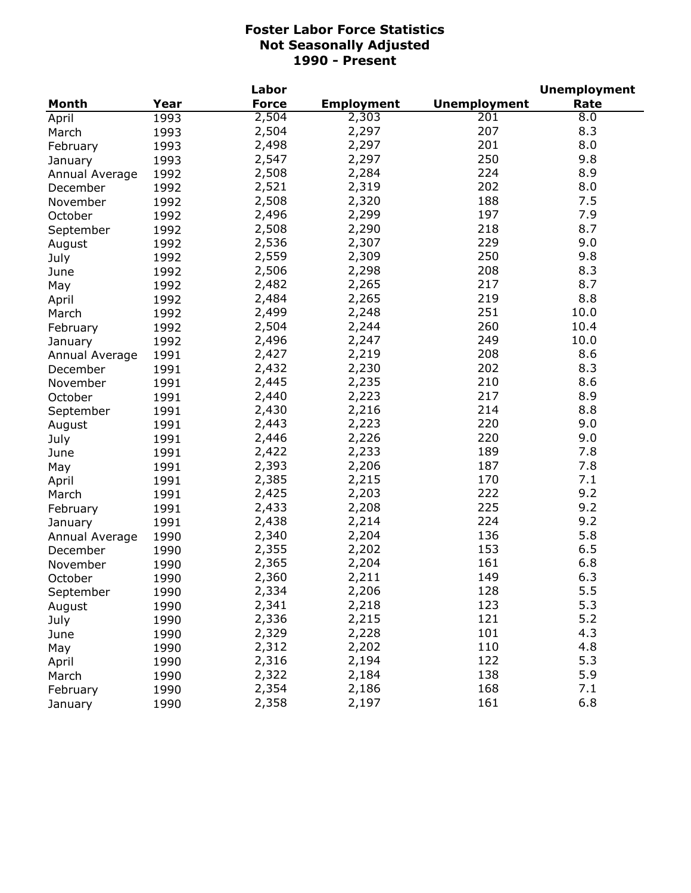# Foster Labor Force Statistics
## Not Seasonally Adjusted
## 1990 - Present

| Month | Year | Labor Force | Employment | Unemployment | Unemployment Rate |
|---|---|---|---|---|---|
| April | 1993 | 2,504 | 2,303 | 201 | 8.0 |
| March | 1993 | 2,504 | 2,297 | 207 | 8.3 |
| February | 1993 | 2,498 | 2,297 | 201 | 8.0 |
| January | 1993 | 2,547 | 2,297 | 250 | 9.8 |
| Annual Average | 1992 | 2,508 | 2,284 | 224 | 8.9 |
| December | 1992 | 2,521 | 2,319 | 202 | 8.0 |
| November | 1992 | 2,508 | 2,320 | 188 | 7.5 |
| October | 1992 | 2,496 | 2,299 | 197 | 7.9 |
| September | 1992 | 2,508 | 2,290 | 218 | 8.7 |
| August | 1992 | 2,536 | 2,307 | 229 | 9.0 |
| July | 1992 | 2,559 | 2,309 | 250 | 9.8 |
| June | 1992 | 2,506 | 2,298 | 208 | 8.3 |
| May | 1992 | 2,482 | 2,265 | 217 | 8.7 |
| April | 1992 | 2,484 | 2,265 | 219 | 8.8 |
| March | 1992 | 2,499 | 2,248 | 251 | 10.0 |
| February | 1992 | 2,504 | 2,244 | 260 | 10.4 |
| January | 1992 | 2,496 | 2,247 | 249 | 10.0 |
| Annual Average | 1991 | 2,427 | 2,219 | 208 | 8.6 |
| December | 1991 | 2,432 | 2,230 | 202 | 8.3 |
| November | 1991 | 2,445 | 2,235 | 210 | 8.6 |
| October | 1991 | 2,440 | 2,223 | 217 | 8.9 |
| September | 1991 | 2,430 | 2,216 | 214 | 8.8 |
| August | 1991 | 2,443 | 2,223 | 220 | 9.0 |
| July | 1991 | 2,446 | 2,226 | 220 | 9.0 |
| June | 1991 | 2,422 | 2,233 | 189 | 7.8 |
| May | 1991 | 2,393 | 2,206 | 187 | 7.8 |
| April | 1991 | 2,385 | 2,215 | 170 | 7.1 |
| March | 1991 | 2,425 | 2,203 | 222 | 9.2 |
| February | 1991 | 2,433 | 2,208 | 225 | 9.2 |
| January | 1991 | 2,438 | 2,214 | 224 | 9.2 |
| Annual Average | 1990 | 2,340 | 2,204 | 136 | 5.8 |
| December | 1990 | 2,355 | 2,202 | 153 | 6.5 |
| November | 1990 | 2,365 | 2,204 | 161 | 6.8 |
| October | 1990 | 2,360 | 2,211 | 149 | 6.3 |
| September | 1990 | 2,334 | 2,206 | 128 | 5.5 |
| August | 1990 | 2,341 | 2,218 | 123 | 5.3 |
| July | 1990 | 2,336 | 2,215 | 121 | 5.2 |
| June | 1990 | 2,329 | 2,228 | 101 | 4.3 |
| May | 1990 | 2,312 | 2,202 | 110 | 4.8 |
| April | 1990 | 2,316 | 2,194 | 122 | 5.3 |
| March | 1990 | 2,322 | 2,184 | 138 | 5.9 |
| February | 1990 | 2,354 | 2,186 | 168 | 7.1 |
| January | 1990 | 2,358 | 2,197 | 161 | 6.8 |